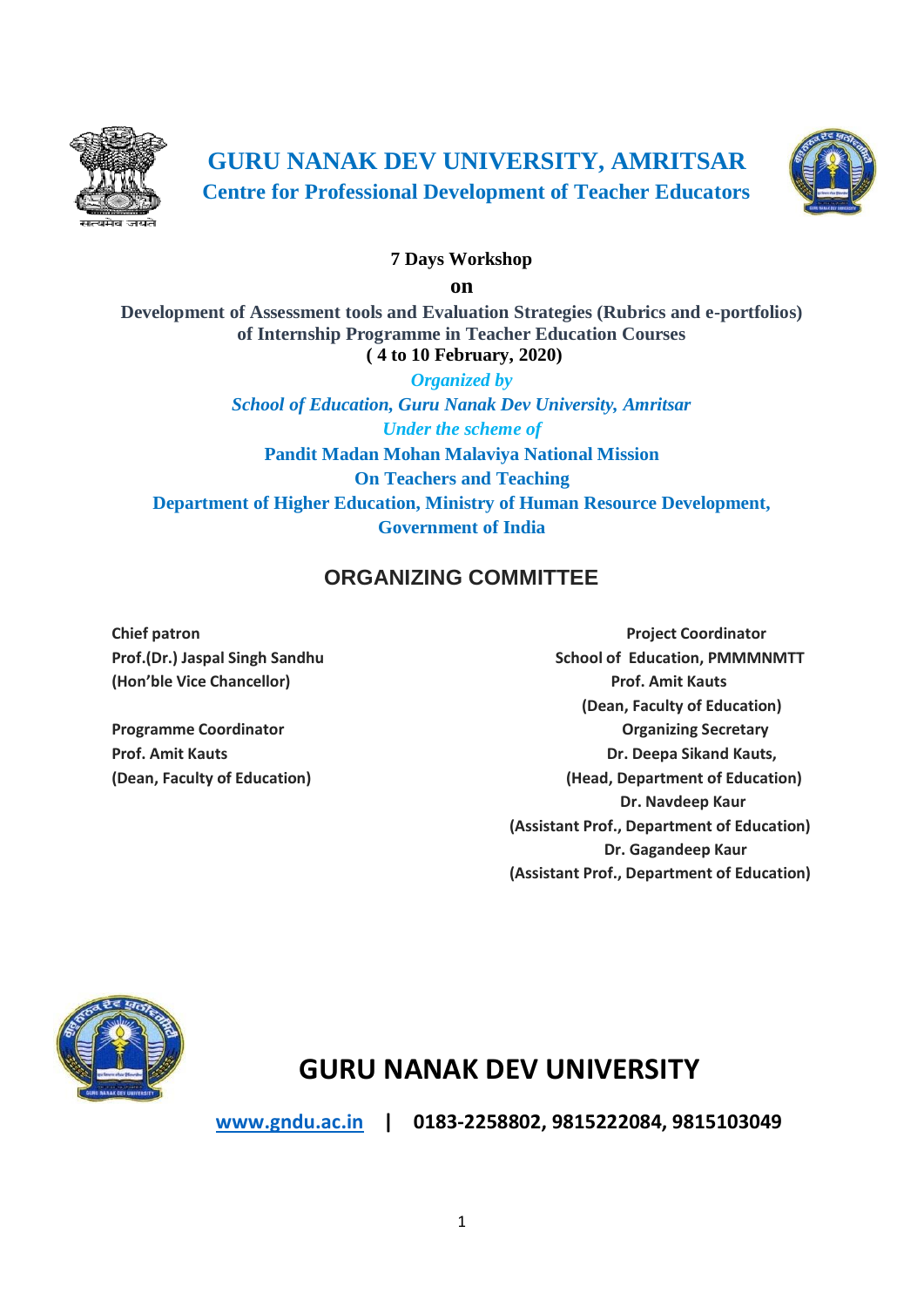# GURU NANAK DEV UNIVERSITY, AMRITSAR

## Centre for Professional Development of Teacher Educators

**7 Days Workshop**

**on**

**Development of Assessment tools and Evaluation Strategies (Rubrics and e-portfolios) of Internship Programme in Teacher Education Courses**

**( 4 to 10 February, 2020)**

***Organized by***

***School of Education, Guru Nanak Dev University, Amritsar***

***Under the scheme of***

**Pandit Madan Mohan Malaviya National Mission**

**On Teachers and Teaching**

**Department of Higher Education, Ministry of Human Resource Development, Government of India**

## ORGANIZING COMMITTEE

**Chief patron**
**Prof.(Dr.) Jaspal Singh Sandhu**
**(Hon'ble Vice Chancellor)**

**Programme Coordinator**
**Prof. Amit Kauts**
**(Dean, Faculty of Education)**

**Project Coordinator**
**School of Education, PMMMNMTT**
**Prof. Amit Kauts**
**(Dean, Faculty of Education)**

**Organizing Secretary**
**Dr. Deepa Sikand Kauts,**
**(Head, Department of Education)**
**Dr. Navdeep Kaur**
**(Assistant Prof., Department of Education)**
**Dr. Gagandeep Kaur**
**(Assistant Prof., Department of Education)**

# GURU NANAK DEV UNIVERSITY

**www.gndu.ac.in | 0183-2258802, 9815222084, 9815103049**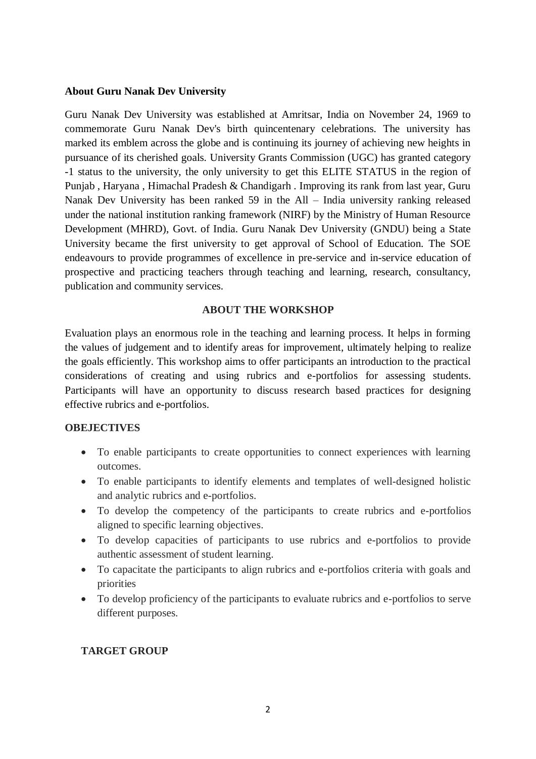**About Guru Nanak Dev University**

Guru Nanak Dev University was established at Amritsar, India on November 24, 1969 to commemorate Guru Nanak Dev's birth quincentenary celebrations. The university has marked its emblem across the globe and is continuing its journey of achieving new heights in pursuance of its cherished goals. University Grants Commission (UGC) has granted category -1 status to the university, the only university to get this ELITE STATUS in the region of Punjab , Haryana , Himachal Pradesh & Chandigarh . Improving its rank from last year, Guru Nanak Dev University has been ranked 59 in the All – India university ranking released under the national institution ranking framework (NIRF) by the Ministry of Human Resource Development (MHRD), Govt. of India. Guru Nanak Dev University (GNDU) being a State University became the first university to get approval of School of Education. The SOE endeavours to provide programmes of excellence in pre-service and in-service education of prospective and practicing teachers through teaching and learning, research, consultancy, publication and community services.

**ABOUT THE WORKSHOP**

Evaluation plays an enormous role in the teaching and learning process. It helps in forming the values of judgement and to identify areas for improvement, ultimately helping to realize the goals efficiently. This workshop aims to offer participants an introduction to the practical considerations of creating and using rubrics and e-portfolios for assessing students. Participants will have an opportunity to discuss research based practices for designing effective rubrics and e-portfolios.

**OBEJECTIVES**

- To enable participants to create opportunities to connect experiences with learning outcomes.
- To enable participants to identify elements and templates of well-designed holistic and analytic rubrics and e-portfolios.
- To develop the competency of the participants to create rubrics and e-portfolios aligned to specific learning objectives.
- To develop capacities of participants to use rubrics and e-portfolios to provide authentic assessment of student learning.
- To capacitate the participants to align rubrics and e-portfolios criteria with goals and priorities
- To develop proficiency of the participants to evaluate rubrics and e-portfolios to serve different purposes.

**TARGET GROUP**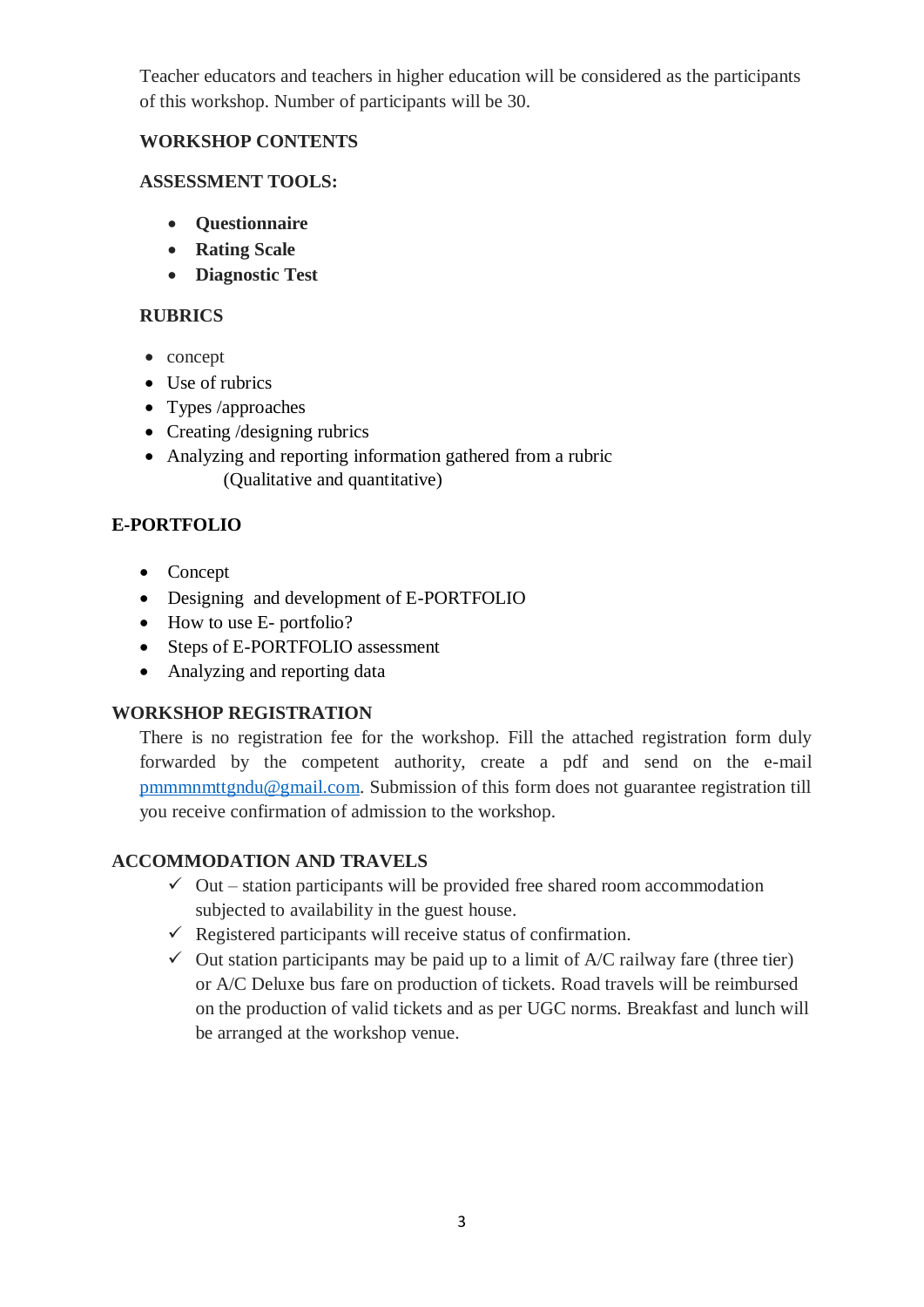Teacher educators and teachers in higher education will be considered as the participants of this workshop. Number of participants will be 30.

**WORKSHOP CONTENTS**

**ASSESSMENT TOOLS:**

- **Questionnaire**
- **Rating Scale**
- **Diagnostic Test**

**RUBRICS**

- concept
- Use of rubrics
- Types /approaches
- Creating /designing rubrics
- Analyzing and reporting information gathered from a rubric (Qualitative and quantitative)

**E-PORTFOLIO**

- Concept
- Designing and development of E-PORTFOLIO
- How to use E- portfolio?
- Steps of E-PORTFOLIO assessment
- Analyzing and reporting data

**WORKSHOP REGISTRATION**

There is no registration fee for the workshop. Fill the attached registration form duly forwarded by the competent authority, create a pdf and send on the e-mail pmmmnmttgndu@gmail.com. Submission of this form does not guarantee registration till you receive confirmation of admission to the workshop.

**ACCOMMODATION AND TRAVELS**

- ✓ Out – station participants will be provided free shared room accommodation subjected to availability in the guest house.
- ✓ Registered participants will receive status of confirmation.
- ✓ Out station participants may be paid up to a limit of A/C railway fare (three tier) or A/C Deluxe bus fare on production of tickets. Road travels will be reimbursed on the production of valid tickets and as per UGC norms. Breakfast and lunch will be arranged at the workshop venue.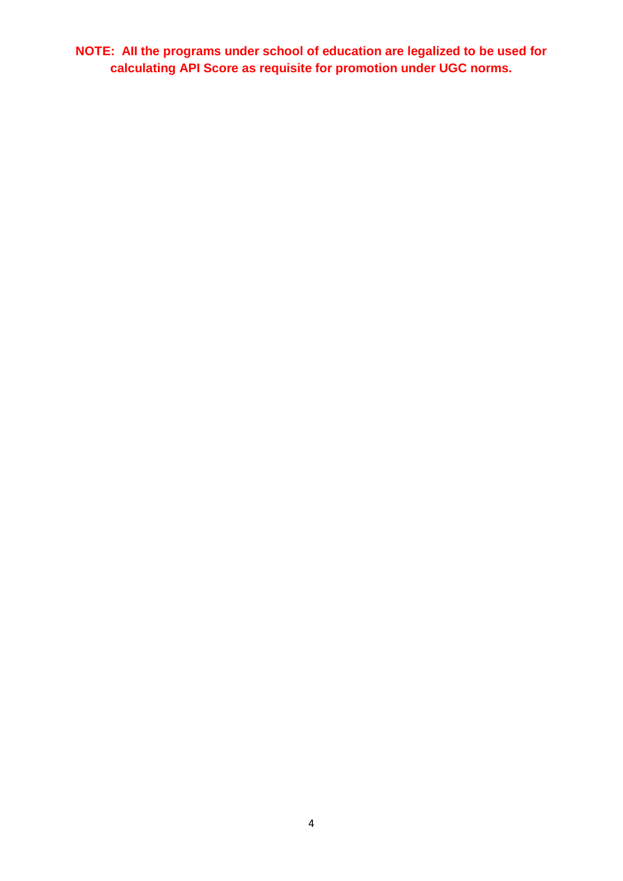**NOTE: All the programs under school of education are legalized to be used for calculating API Score as requisite for promotion under UGC norms.**